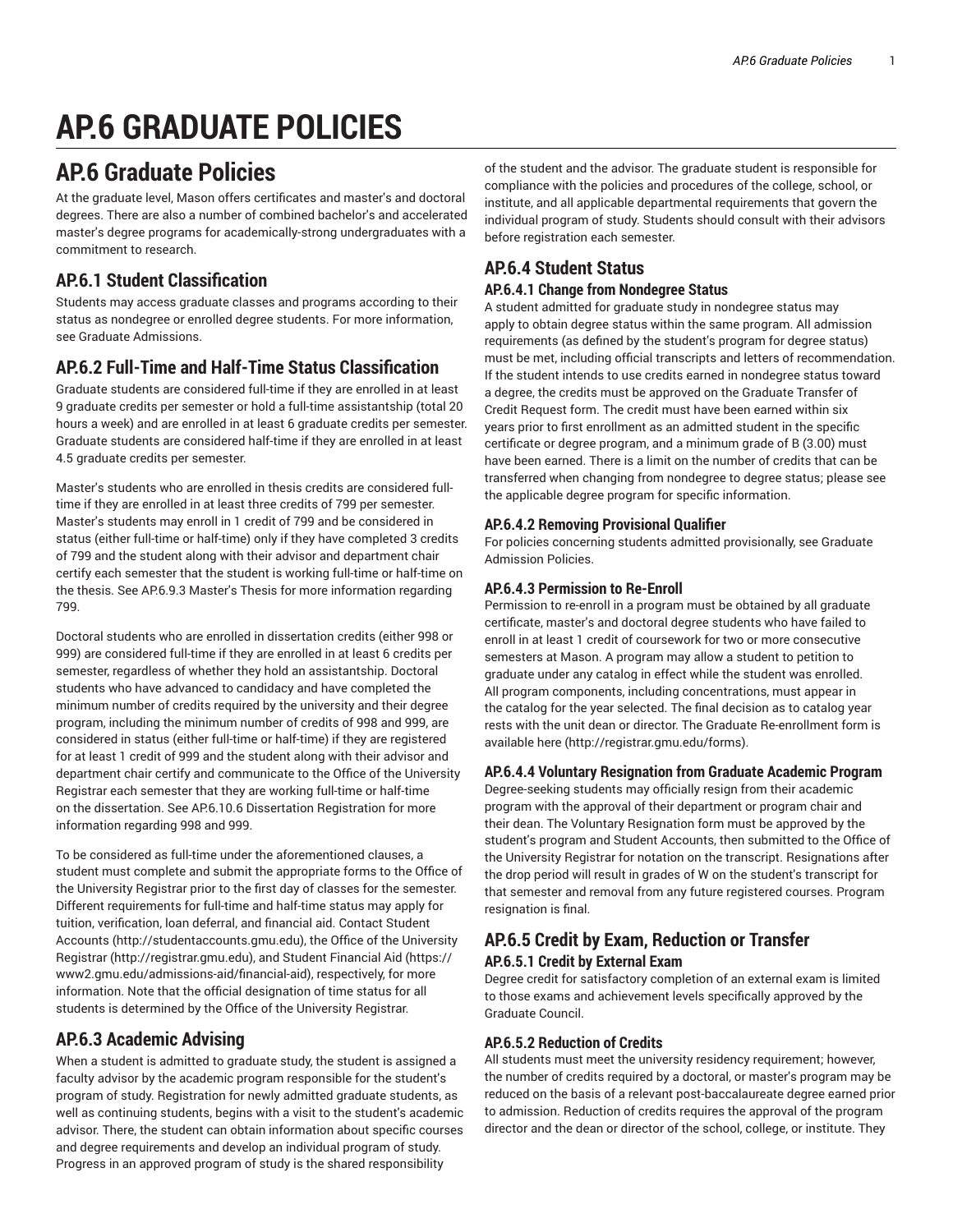# AP.6 GRADUATE POLICIES

## AP.6 Graduate Policies

At the graduate level, Mason offers certificates and master's and doctoral degrees. There are also a number of combined bachelor's and accelerated master's degree programs for academically-strong undergraduates with a commitment to research.

### AP.6.1 Student Classification

Students may access graduate classes and programs according to their status as nondegree or enrolled degree students. For more information, see Graduate Admissions.

### AP.6.2 Full-Time and Half-Time Status Classification

Graduate students are considered full-time if they are enrolled in at least 9 graduate credits per semester or hold a full-time assistantship (total 20 hours a week) and are enrolled in at least 6 graduate credits per semester. Graduate students are considered half-time if they are enrolled in at least 4.5 graduate credits per semester.

Master's students who are enrolled in thesis credits are considered full-time if they are enrolled in at least three credits of 799 per semester. Master's students may enroll in 1 credit of 799 and be considered in status (either full-time or half-time) only if they have completed 3 credits of 799 and the student along with their advisor and department chair certify each semester that the student is working full-time or half-time on the thesis. See AP.6.9.3 Master's Thesis for more information regarding 799.

Doctoral students who are enrolled in dissertation credits (either 998 or 999) are considered full-time if they are enrolled in at least 6 credits per semester, regardless of whether they hold an assistantship. Doctoral students who have advanced to candidacy and have completed the minimum number of credits required by the university and their degree program, including the minimum number of credits of 998 and 999, are considered in status (either full-time or half-time) if they are registered for at least 1 credit of 999 and the student along with their advisor and department chair certify and communicate to the Office of the University Registrar each semester that they are working full-time or half-time on the dissertation. See AP.6.10.6 Dissertation Registration for more information regarding 998 and 999.

To be considered as full-time under the aforementioned clauses, a student must complete and submit the appropriate forms to the Office of the University Registrar prior to the first day of classes for the semester. Different requirements for full-time and half-time status may apply for tuition, verification, loan deferral, and financial aid. Contact Student Accounts (http://studentaccounts.gmu.edu), the Office of the University Registrar (http://registrar.gmu.edu), and Student Financial Aid (https://www2.gmu.edu/admissions-aid/financial-aid), respectively, for more information. Note that the official designation of time status for all students is determined by the Office of the University Registrar.

### AP.6.3 Academic Advising

When a student is admitted to graduate study, the student is assigned a faculty advisor by the academic program responsible for the student's program of study. Registration for newly admitted graduate students, as well as continuing students, begins with a visit to the student's academic advisor. There, the student can obtain information about specific courses and degree requirements and develop an individual program of study. Progress in an approved program of study is the shared responsibility of the student and the advisor. The graduate student is responsible for compliance with the policies and procedures of the college, school, or institute, and all applicable departmental requirements that govern the individual program of study. Students should consult with their advisors before registration each semester.

### AP.6.4 Student Status

#### AP.6.4.1 Change from Nondegree Status

A student admitted for graduate study in nondegree status may apply to obtain degree status within the same program. All admission requirements (as defined by the student's program for degree status) must be met, including official transcripts and letters of recommendation. If the student intends to use credits earned in nondegree status toward a degree, the credits must be approved on the Graduate Transfer of Credit Request form. The credit must have been earned within six years prior to first enrollment as an admitted student in the specific certificate or degree program, and a minimum grade of B (3.00) must have been earned. There is a limit on the number of credits that can be transferred when changing from nondegree to degree status; please see the applicable degree program for specific information.

#### AP.6.4.2 Removing Provisional Qualifier

For policies concerning students admitted provisionally, see Graduate Admission Policies.

#### AP.6.4.3 Permission to Re-Enroll

Permission to re-enroll in a program must be obtained by all graduate certificate, master's and doctoral degree students who have failed to enroll in at least 1 credit of coursework for two or more consecutive semesters at Mason. A program may allow a student to petition to graduate under any catalog in effect while the student was enrolled. All program components, including concentrations, must appear in the catalog for the year selected. The final decision as to catalog year rests with the unit dean or director. The Graduate Re-enrollment form is available here (http://registrar.gmu.edu/forms).

#### AP.6.4.4 Voluntary Resignation from Graduate Academic Program

Degree-seeking students may officially resign from their academic program with the approval of their department or program chair and their dean. The Voluntary Resignation form must be approved by the student's program and Student Accounts, then submitted to the Office of the University Registrar for notation on the transcript. Resignations after the drop period will result in grades of W on the student's transcript for that semester and removal from any future registered courses. Program resignation is final.

### AP.6.5 Credit by Exam, Reduction or Transfer

#### AP.6.5.1 Credit by External Exam

Degree credit for satisfactory completion of an external exam is limited to those exams and achievement levels specifically approved by the Graduate Council.

#### AP.6.5.2 Reduction of Credits

All students must meet the university residency requirement; however, the number of credits required by a doctoral, or master's program may be reduced on the basis of a relevant post-baccalaureate degree earned prior to admission. Reduction of credits requires the approval of the program director and the dean or director of the school, college, or institute. They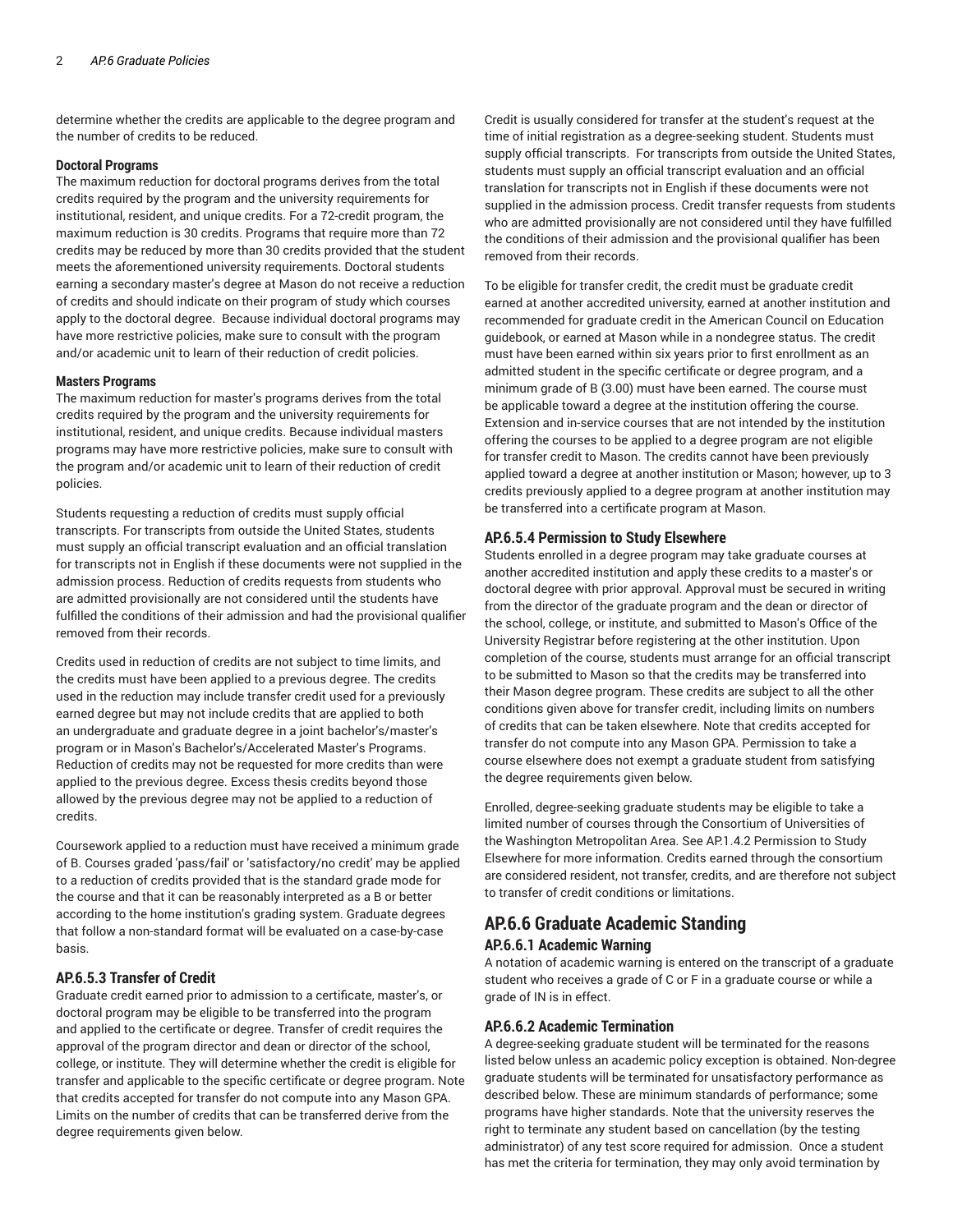determine whether the credits are applicable to the degree program and the number of credits to be reduced.

**Doctoral Programs**

The maximum reduction for doctoral programs derives from the total credits required by the program and the university requirements for institutional, resident, and unique credits. For a 72-credit program, the maximum reduction is 30 credits. Programs that require more than 72 credits may be reduced by more than 30 credits provided that the student meets the aforementioned university requirements. Doctoral students earning a secondary master's degree at Mason do not receive a reduction of credits and should indicate on their program of study which courses apply to the doctoral degree. Because individual doctoral programs may have more restrictive policies, make sure to consult with the program and/or academic unit to learn of their reduction of credit policies.

**Masters Programs**

The maximum reduction for master's programs derives from the total credits required by the program and the university requirements for institutional, resident, and unique credits. Because individual masters programs may have more restrictive policies, make sure to consult with the program and/or academic unit to learn of their reduction of credit policies.

Students requesting a reduction of credits must supply official transcripts. For transcripts from outside the United States, students must supply an official transcript evaluation and an official translation for transcripts not in English if these documents were not supplied in the admission process. Reduction of credits requests from students who are admitted provisionally are not considered until the students have fulfilled the conditions of their admission and had the provisional qualifier removed from their records.

Credits used in reduction of credits are not subject to time limits, and the credits must have been applied to a previous degree. The credits used in the reduction may include transfer credit used for a previously earned degree but may not include credits that are applied to both an undergraduate and graduate degree in a joint bachelor's/master's program or in Mason's Bachelor's/Accelerated Master's Programs. Reduction of credits may not be requested for more credits than were applied to the previous degree. Excess thesis credits beyond those allowed by the previous degree may not be applied to a reduction of credits.

Coursework applied to a reduction must have received a minimum grade of B. Courses graded 'pass/fail' or 'satisfactory/no credit' may be applied to a reduction of credits provided that is the standard grade mode for the course and that it can be reasonably interpreted as a B or better according to the home institution's grading system. Graduate degrees that follow a non-standard format will be evaluated on a case-by-case basis.

### AP.6.5.3 Transfer of Credit

Graduate credit earned prior to admission to a certificate, master's, or doctoral program may be eligible to be transferred into the program and applied to the certificate or degree. Transfer of credit requires the approval of the program director and dean or director of the school, college, or institute. They will determine whether the credit is eligible for transfer and applicable to the specific certificate or degree program. Note that credits accepted for transfer do not compute into any Mason GPA. Limits on the number of credits that can be transferred derive from the degree requirements given below.

Credit is usually considered for transfer at the student's request at the time of initial registration as a degree-seeking student. Students must supply official transcripts. For transcripts from outside the United States, students must supply an official transcript evaluation and an official translation for transcripts not in English if these documents were not supplied in the admission process. Credit transfer requests from students who are admitted provisionally are not considered until they have fulfilled the conditions of their admission and the provisional qualifier has been removed from their records.

To be eligible for transfer credit, the credit must be graduate credit earned at another accredited university, earned at another institution and recommended for graduate credit in the American Council on Education guidebook, or earned at Mason while in a nondegree status. The credit must have been earned within six years prior to first enrollment as an admitted student in the specific certificate or degree program, and a minimum grade of B (3.00) must have been earned. The course must be applicable toward a degree at the institution offering the course. Extension and in-service courses that are not intended by the institution offering the courses to be applied to a degree program are not eligible for transfer credit to Mason. The credits cannot have been previously applied toward a degree at another institution or Mason; however, up to 3 credits previously applied to a degree program at another institution may be transferred into a certificate program at Mason.

### AP.6.5.4 Permission to Study Elsewhere

Students enrolled in a degree program may take graduate courses at another accredited institution and apply these credits to a master's or doctoral degree with prior approval. Approval must be secured in writing from the director of the graduate program and the dean or director of the school, college, or institute, and submitted to Mason's Office of the University Registrar before registering at the other institution. Upon completion of the course, students must arrange for an official transcript to be submitted to Mason so that the credits may be transferred into their Mason degree program. These credits are subject to all the other conditions given above for transfer credit, including limits on numbers of credits that can be taken elsewhere. Note that credits accepted for transfer do not compute into any Mason GPA. Permission to take a course elsewhere does not exempt a graduate student from satisfying the degree requirements given below.

Enrolled, degree-seeking graduate students may be eligible to take a limited number of courses through the Consortium of Universities of the Washington Metropolitan Area. See AP.1.4.2 Permission to Study Elsewhere for more information. Credits earned through the consortium are considered resident, not transfer, credits, and are therefore not subject to transfer of credit conditions or limitations.

## AP.6.6 Graduate Academic Standing

### AP.6.6.1 Academic Warning

A notation of academic warning is entered on the transcript of a graduate student who receives a grade of C or F in a graduate course or while a grade of IN is in effect.

### AP.6.6.2 Academic Termination

A degree-seeking graduate student will be terminated for the reasons listed below unless an academic policy exception is obtained. Non-degree graduate students will be terminated for unsatisfactory performance as described below. These are minimum standards of performance; some programs have higher standards. Note that the university reserves the right to terminate any student based on cancellation (by the testing administrator) of any test score required for admission. Once a student has met the criteria for termination, they may only avoid termination by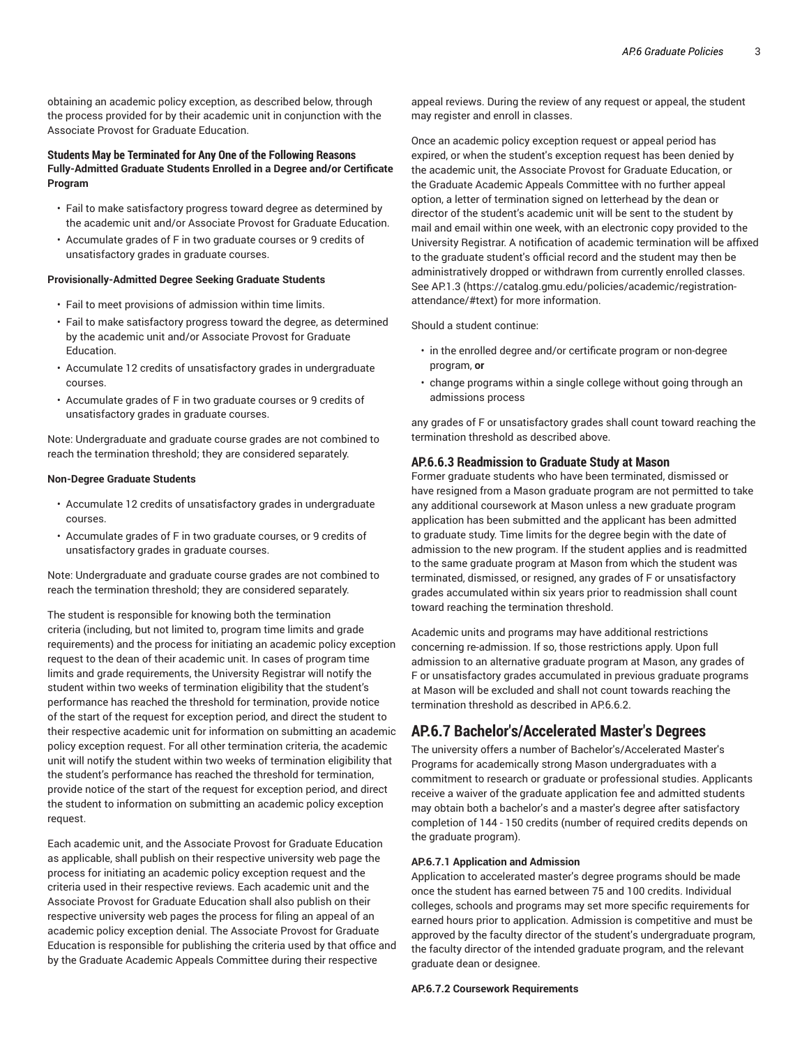obtaining an academic policy exception, as described below, through the process provided for by their academic unit in conjunction with the Associate Provost for Graduate Education.

#### Students May be Terminated for Any One of the Following Reasons

**Fully-Admitted Graduate Students Enrolled in a Degree and/or Certificate Program**

- Fail to make satisfactory progress toward degree as determined by the academic unit and/or Associate Provost for Graduate Education.
- Accumulate grades of F in two graduate courses or 9 credits of unsatisfactory grades in graduate courses.

**Provisionally-Admitted Degree Seeking Graduate Students**

- Fail to meet provisions of admission within time limits.
- Fail to make satisfactory progress toward the degree, as determined by the academic unit and/or Associate Provost for Graduate Education.
- Accumulate 12 credits of unsatisfactory grades in undergraduate courses.
- Accumulate grades of F in two graduate courses or 9 credits of unsatisfactory grades in graduate courses.

Note: Undergraduate and graduate course grades are not combined to reach the termination threshold; they are considered separately.

**Non-Degree Graduate Students**

- Accumulate 12 credits of unsatisfactory grades in undergraduate courses.
- Accumulate grades of F in two graduate courses, or 9 credits of unsatisfactory grades in graduate courses.

Note: Undergraduate and graduate course grades are not combined to reach the termination threshold; they are considered separately.

The student is responsible for knowing both the termination criteria (including, but not limited to, program time limits and grade requirements) and the process for initiating an academic policy exception request to the dean of their academic unit. In cases of program time limits and grade requirements, the University Registrar will notify the student within two weeks of termination eligibility that the student's performance has reached the threshold for termination, provide notice of the start of the request for exception period, and direct the student to their respective academic unit for information on submitting an academic policy exception request. For all other termination criteria, the academic unit will notify the student within two weeks of termination eligibility that the student's performance has reached the threshold for termination, provide notice of the start of the request for exception period, and direct the student to information on submitting an academic policy exception request.

Each academic unit, and the Associate Provost for Graduate Education as applicable, shall publish on their respective university web page the process for initiating an academic policy exception request and the criteria used in their respective reviews. Each academic unit and the Associate Provost for Graduate Education shall also publish on their respective university web pages the process for filing an appeal of an academic policy exception denial. The Associate Provost for Graduate Education is responsible for publishing the criteria used by that office and by the Graduate Academic Appeals Committee during their respective appeal reviews. During the review of any request or appeal, the student may register and enroll in classes.

Once an academic policy exception request or appeal period has expired, or when the student's exception request has been denied by the academic unit, the Associate Provost for Graduate Education, or the Graduate Academic Appeals Committee with no further appeal option, a letter of termination signed on letterhead by the dean or director of the student's academic unit will be sent to the student by mail and email within one week, with an electronic copy provided to the University Registrar. A notification of academic termination will be affixed to the graduate student's official record and the student may then be administratively dropped or withdrawn from currently enrolled classes. See AP.1.3 (https://catalog.gmu.edu/policies/academic/registration-attendance/#text) for more information.

Should a student continue:

- in the enrolled degree and/or certificate program or non-degree program, **or**
- change programs within a single college without going through an admissions process

any grades of F or unsatisfactory grades shall count toward reaching the termination threshold as described above.

### AP.6.6.3 Readmission to Graduate Study at Mason

Former graduate students who have been terminated, dismissed or have resigned from a Mason graduate program are not permitted to take any additional coursework at Mason unless a new graduate program application has been submitted and the applicant has been admitted to graduate study. Time limits for the degree begin with the date of admission to the new program. If the student applies and is readmitted to the same graduate program at Mason from which the student was terminated, dismissed, or resigned, any grades of F or unsatisfactory grades accumulated within six years prior to readmission shall count toward reaching the termination threshold.

Academic units and programs may have additional restrictions concerning re-admission. If so, those restrictions apply. Upon full admission to an alternative graduate program at Mason, any grades of F or unsatisfactory grades accumulated in previous graduate programs at Mason will be excluded and shall not count towards reaching the termination threshold as described in AP.6.6.2.

## AP.6.7 Bachelor's/Accelerated Master's Degrees

The university offers a number of Bachelor's/Accelerated Master's Programs for academically strong Mason undergraduates with a commitment to research or graduate or professional studies. Applicants receive a waiver of the graduate application fee and admitted students may obtain both a bachelor's and a master's degree after satisfactory completion of 144 - 150 credits (number of required credits depends on the graduate program).

#### AP.6.7.1 Application and Admission

Application to accelerated master's degree programs should be made once the student has earned between 75 and 100 credits. Individual colleges, schools and programs may set more specific requirements for earned hours prior to application. Admission is competitive and must be approved by the faculty director of the student's undergraduate program, the faculty director of the intended graduate program, and the relevant graduate dean or designee.

#### AP.6.7.2 Coursework Requirements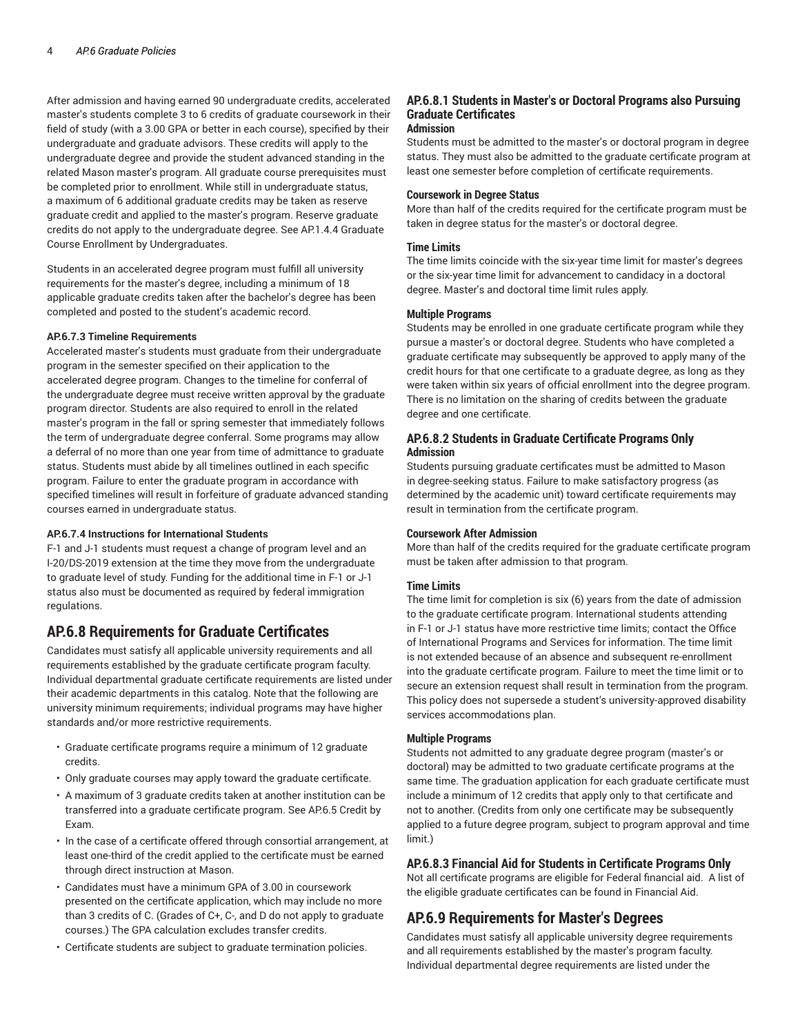After admission and having earned 90 undergraduate credits, accelerated master's students complete 3 to 6 credits of graduate coursework in their field of study (with a 3.00 GPA or better in each course), specified by their undergraduate and graduate advisors. These credits will apply to the undergraduate degree and provide the student advanced standing in the related Mason master's program. All graduate course prerequisites must be completed prior to enrollment. While still in undergraduate status, a maximum of 6 additional graduate credits may be taken as reserve graduate credit and applied to the master's program. Reserve graduate credits do not apply to the undergraduate degree. See AP.1.4.4 Graduate Course Enrollment by Undergraduates.

Students in an accelerated degree program must fulfill all university requirements for the master's degree, including a minimum of 18 applicable graduate credits taken after the bachelor's degree has been completed and posted to the student's academic record.

#### AP.6.7.3 Timeline Requirements

Accelerated master's students must graduate from their undergraduate program in the semester specified on their application to the accelerated degree program. Changes to the timeline for conferral of the undergraduate degree must receive written approval by the graduate program director. Students are also required to enroll in the related master's program in the fall or spring semester that immediately follows the term of undergraduate degree conferral. Some programs may allow a deferral of no more than one year from time of admittance to graduate status. Students must abide by all timelines outlined in each specific program. Failure to enter the graduate program in accordance with specified timelines will result in forfeiture of graduate advanced standing courses earned in undergraduate status.

#### AP.6.7.4 Instructions for International Students

F-1 and J-1 students must request a change of program level and an I-20/DS-2019 extension at the time they move from the undergraduate to graduate level of study. Funding for the additional time in F-1 or J-1 status also must be documented as required by federal immigration regulations.

## AP.6.8 Requirements for Graduate Certificates

Candidates must satisfy all applicable university requirements and all requirements established by the graduate certificate program faculty. Individual departmental graduate certificate requirements are listed under their academic departments in this catalog. Note that the following are university minimum requirements; individual programs may have higher standards and/or more restrictive requirements.

- Graduate certificate programs require a minimum of 12 graduate credits.
- Only graduate courses may apply toward the graduate certificate.
- A maximum of 3 graduate credits taken at another institution can be transferred into a graduate certificate program. See AP.6.5 Credit by Exam.
- In the case of a certificate offered through consortial arrangement, at least one-third of the credit applied to the certificate must be earned through direct instruction at Mason.
- Candidates must have a minimum GPA of 3.00 in coursework presented on the certificate application, which may include no more than 3 credits of C. (Grades of C+, C-, and D do not apply to graduate courses.) The GPA calculation excludes transfer credits.
- Certificate students are subject to graduate termination policies.

### AP.6.8.1 Students in Master's or Doctoral Programs also Pursuing Graduate Certificates

#### Admission

Students must be admitted to the master's or doctoral program in degree status. They must also be admitted to the graduate certificate program at least one semester before completion of certificate requirements.

#### Coursework in Degree Status

More than half of the credits required for the certificate program must be taken in degree status for the master's or doctoral degree.

#### Time Limits

The time limits coincide with the six-year time limit for master's degrees or the six-year time limit for advancement to candidacy in a doctoral degree. Master's and doctoral time limit rules apply.

#### Multiple Programs

Students may be enrolled in one graduate certificate program while they pursue a master's or doctoral degree. Students who have completed a graduate certificate may subsequently be approved to apply many of the credit hours for that one certificate to a graduate degree, as long as they were taken within six years of official enrollment into the degree program. There is no limitation on the sharing of credits between the graduate degree and one certificate.

### AP.6.8.2 Students in Graduate Certificate Programs Only

#### Admission

Students pursuing graduate certificates must be admitted to Mason in degree-seeking status. Failure to make satisfactory progress (as determined by the academic unit) toward certificate requirements may result in termination from the certificate program.

#### Coursework After Admission

More than half of the credits required for the graduate certificate program must be taken after admission to that program.

#### Time Limits

The time limit for completion is six (6) years from the date of admission to the graduate certificate program. International students attending in F-1 or J-1 status have more restrictive time limits; contact the Office of International Programs and Services for information. The time limit is not extended because of an absence and subsequent re-enrollment into the graduate certificate program. Failure to meet the time limit or to secure an extension request shall result in termination from the program. This policy does not supersede a student's university-approved disability services accommodations plan.

#### Multiple Programs

Students not admitted to any graduate degree program (master's or doctoral) may be admitted to two graduate certificate programs at the same time. The graduation application for each graduate certificate must include a minimum of 12 credits that apply only to that certificate and not to another. (Credits from only one certificate may be subsequently applied to a future degree program, subject to program approval and time limit.)

### AP.6.8.3 Financial Aid for Students in Certificate Programs Only

Not all certificate programs are eligible for Federal financial aid. A list of the eligible graduate certificates can be found in Financial Aid.

## AP.6.9 Requirements for Master's Degrees

Candidates must satisfy all applicable university degree requirements and all requirements established by the master's program faculty. Individual departmental degree requirements are listed under the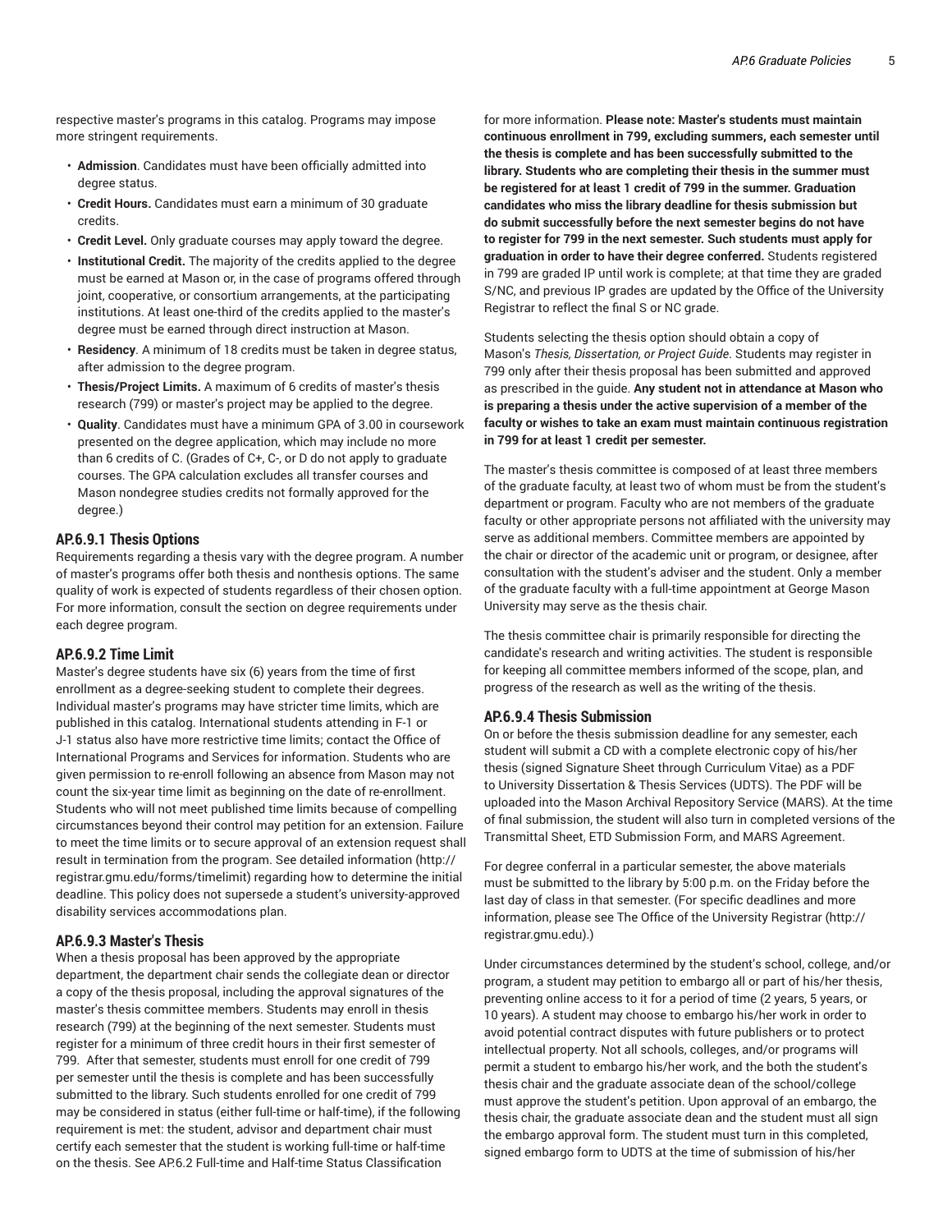respective master's programs in this catalog. Programs may impose more stringent requirements.

- **Admission**. Candidates must have been officially admitted into degree status.
- **Credit Hours.** Candidates must earn a minimum of 30 graduate credits.
- **Credit Level.** Only graduate courses may apply toward the degree.
- **Institutional Credit.** The majority of the credits applied to the degree must be earned at Mason or, in the case of programs offered through joint, cooperative, or consortium arrangements, at the participating institutions. At least one-third of the credits applied to the master's degree must be earned through direct instruction at Mason.
- **Residency**. A minimum of 18 credits must be taken in degree status, after admission to the degree program.
- **Thesis/Project Limits.** A maximum of 6 credits of master's thesis research (799) or master's project may be applied to the degree.
- **Quality**. Candidates must have a minimum GPA of 3.00 in coursework presented on the degree application, which may include no more than 6 credits of C. (Grades of C+, C-, or D do not apply to graduate courses. The GPA calculation excludes all transfer courses and Mason nondegree studies credits not formally approved for the degree.)

### AP.6.9.1 Thesis Options

Requirements regarding a thesis vary with the degree program. A number of master's programs offer both thesis and nonthesis options. The same quality of work is expected of students regardless of their chosen option. For more information, consult the section on degree requirements under each degree program.

### AP.6.9.2 Time Limit

Master's degree students have six (6) years from the time of first enrollment as a degree-seeking student to complete their degrees. Individual master's programs may have stricter time limits, which are published in this catalog. International students attending in F-1 or J-1 status also have more restrictive time limits; contact the Office of International Programs and Services for information. Students who are given permission to re-enroll following an absence from Mason may not count the six-year time limit as beginning on the date of re-enrollment. Students who will not meet published time limits because of compelling circumstances beyond their control may petition for an extension. Failure to meet the time limits or to secure approval of an extension request shall result in termination from the program. See detailed information (http://registrar.gmu.edu/forms/timelimit) regarding how to determine the initial deadline. This policy does not supersede a student's university-approved disability services accommodations plan.

### AP.6.9.3 Master's Thesis

When a thesis proposal has been approved by the appropriate department, the department chair sends the collegiate dean or director a copy of the thesis proposal, including the approval signatures of the master's thesis committee members. Students may enroll in thesis research (799) at the beginning of the next semester. Students must register for a minimum of three credit hours in their first semester of 799. After that semester, students must enroll for one credit of 799 per semester until the thesis is complete and has been successfully submitted to the library. Such students enrolled for one credit of 799 may be considered in status (either full-time or half-time), if the following requirement is met: the student, advisor and department chair must certify each semester that the student is working full-time or half-time on the thesis. See AP.6.2 Full-time and Half-time Status Classification for more information. **Please note: Master's students must maintain continuous enrollment in 799, excluding summers, each semester until the thesis is complete and has been successfully submitted to the library. Students who are completing their thesis in the summer must be registered for at least 1 credit of 799 in the summer. Graduation candidates who miss the library deadline for thesis submission but do submit successfully before the next semester begins do not have to register for 799 in the next semester. Such students must apply for graduation in order to have their degree conferred.** Students registered in 799 are graded IP until work is complete; at that time they are graded S/NC, and previous IP grades are updated by the Office of the University Registrar to reflect the final S or NC grade.

Students selecting the thesis option should obtain a copy of Mason's *Thesis, Dissertation, or Project Guide*. Students may register in 799 only after their thesis proposal has been submitted and approved as prescribed in the guide. **Any student not in attendance at Mason who is preparing a thesis under the active supervision of a member of the faculty or wishes to take an exam must maintain continuous registration in 799 for at least 1 credit per semester.**

The master's thesis committee is composed of at least three members of the graduate faculty, at least two of whom must be from the student's department or program. Faculty who are not members of the graduate faculty or other appropriate persons not affiliated with the university may serve as additional members. Committee members are appointed by the chair or director of the academic unit or program, or designee, after consultation with the student's adviser and the student. Only a member of the graduate faculty with a full-time appointment at George Mason University may serve as the thesis chair.

The thesis committee chair is primarily responsible for directing the candidate's research and writing activities. The student is responsible for keeping all committee members informed of the scope, plan, and progress of the research as well as the writing of the thesis.

### AP.6.9.4 Thesis Submission

On or before the thesis submission deadline for any semester, each student will submit a CD with a complete electronic copy of his/her thesis (signed Signature Sheet through Curriculum Vitae) as a PDF to University Dissertation & Thesis Services (UDTS). The PDF will be uploaded into the Mason Archival Repository Service (MARS). At the time of final submission, the student will also turn in completed versions of the Transmittal Sheet, ETD Submission Form, and MARS Agreement.

For degree conferral in a particular semester, the above materials must be submitted to the library by 5:00 p.m. on the Friday before the last day of class in that semester. (For specific deadlines and more information, please see The Office of the University Registrar (http://registrar.gmu.edu).)

Under circumstances determined by the student's school, college, and/or program, a student may petition to embargo all or part of his/her thesis, preventing online access to it for a period of time (2 years, 5 years, or 10 years). A student may choose to embargo his/her work in order to avoid potential contract disputes with future publishers or to protect intellectual property. Not all schools, colleges, and/or programs will permit a student to embargo his/her work, and the both the student's thesis chair and the graduate associate dean of the school/college must approve the student's petition. Upon approval of an embargo, the thesis chair, the graduate associate dean and the student must all sign the embargo approval form. The student must turn in this completed, signed embargo form to UDTS at the time of submission of his/her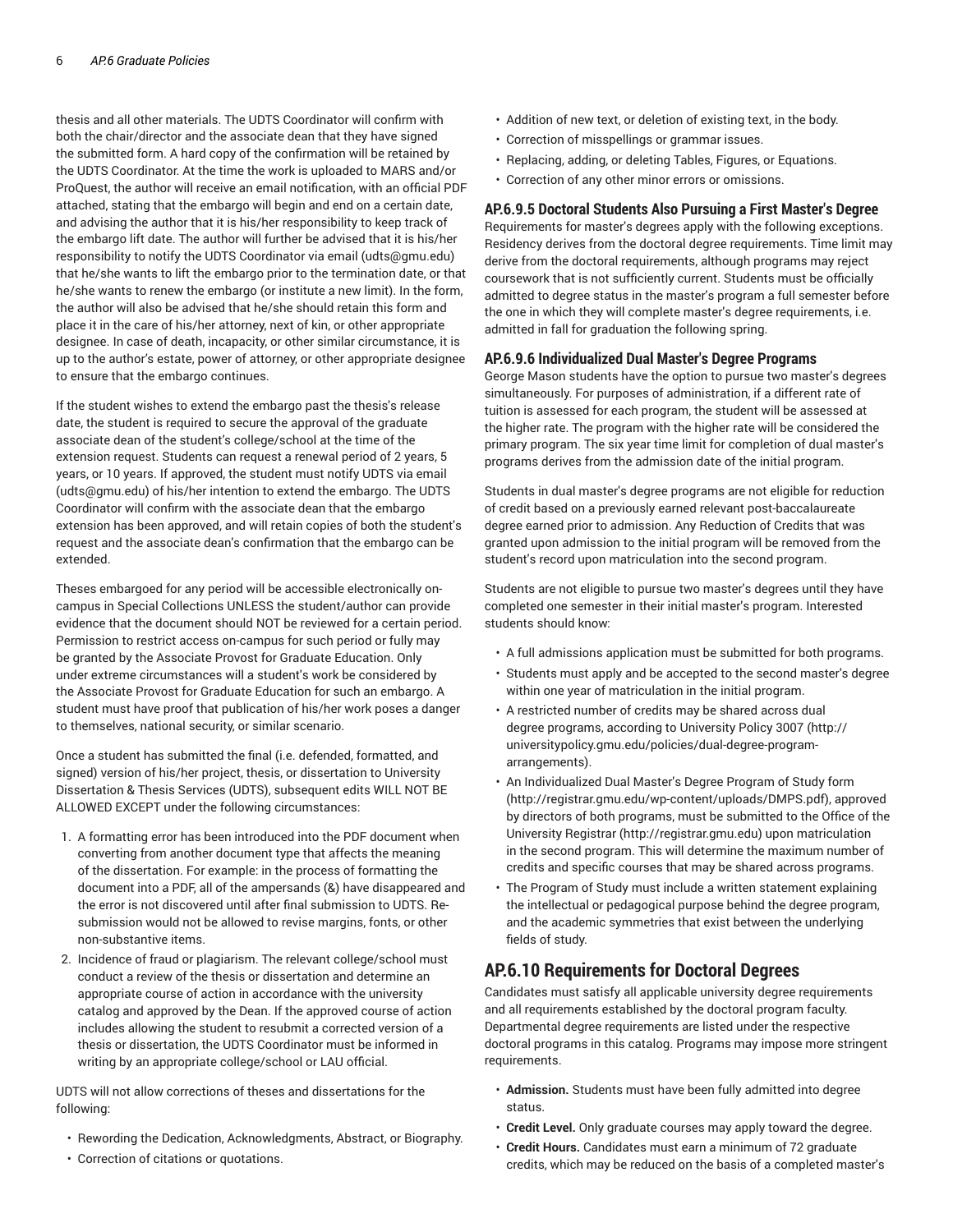thesis and all other materials. The UDTS Coordinator will confirm with both the chair/director and the associate dean that they have signed the submitted form. A hard copy of the confirmation will be retained by the UDTS Coordinator. At the time the work is uploaded to MARS and/or ProQuest, the author will receive an email notification, with an official PDF attached, stating that the embargo will begin and end on a certain date, and advising the author that it is his/her responsibility to keep track of the embargo lift date. The author will further be advised that it is his/her responsibility to notify the UDTS Coordinator via email (udts@gmu.edu) that he/she wants to lift the embargo prior to the termination date, or that he/she wants to renew the embargo (or institute a new limit). In the form, the author will also be advised that he/she should retain this form and place it in the care of his/her attorney, next of kin, or other appropriate designee. In case of death, incapacity, or other similar circumstance, it is up to the author's estate, power of attorney, or other appropriate designee to ensure that the embargo continues.

If the student wishes to extend the embargo past the thesis's release date, the student is required to secure the approval of the graduate associate dean of the student's college/school at the time of the extension request. Students can request a renewal period of 2 years, 5 years, or 10 years. If approved, the student must notify UDTS via email (udts@gmu.edu) of his/her intention to extend the embargo. The UDTS Coordinator will confirm with the associate dean that the embargo extension has been approved, and will retain copies of both the student's request and the associate dean's confirmation that the embargo can be extended.

Theses embargoed for any period will be accessible electronically on-campus in Special Collections UNLESS the student/author can provide evidence that the document should NOT be reviewed for a certain period. Permission to restrict access on-campus for such period or fully may be granted by the Associate Provost for Graduate Education. Only under extreme circumstances will a student's work be considered by the Associate Provost for Graduate Education for such an embargo. A student must have proof that publication of his/her work poses a danger to themselves, national security, or similar scenario.

Once a student has submitted the final (i.e. defended, formatted, and signed) version of his/her project, thesis, or dissertation to University Dissertation & Thesis Services (UDTS), subsequent edits WILL NOT BE ALLOWED EXCEPT under the following circumstances:

1. A formatting error has been introduced into the PDF document when converting from another document type that affects the meaning of the dissertation. For example: in the process of formatting the document into a PDF, all of the ampersands (&) have disappeared and the error is not discovered until after final submission to UDTS. Re-submission would not be allowed to revise margins, fonts, or other non-substantive items.
2. Incidence of fraud or plagiarism. The relevant college/school must conduct a review of the thesis or dissertation and determine an appropriate course of action in accordance with the university catalog and approved by the Dean. If the approved course of action includes allowing the student to resubmit a corrected version of a thesis or dissertation, the UDTS Coordinator must be informed in writing by an appropriate college/school or LAU official.

UDTS will not allow corrections of theses and dissertations for the following:

- Rewording the Dedication, Acknowledgments, Abstract, or Biography.
- Correction of citations or quotations.
- Addition of new text, or deletion of existing text, in the body.
- Correction of misspellings or grammar issues.
- Replacing, adding, or deleting Tables, Figures, or Equations.
- Correction of any other minor errors or omissions.

### AP.6.9.5 Doctoral Students Also Pursuing a First Master's Degree

Requirements for master's degrees apply with the following exceptions. Residency derives from the doctoral degree requirements. Time limit may derive from the doctoral requirements, although programs may reject coursework that is not sufficiently current. Students must be officially admitted to degree status in the master's program a full semester before the one in which they will complete master's degree requirements, i.e. admitted in fall for graduation the following spring.

### AP.6.9.6 Individualized Dual Master's Degree Programs

George Mason students have the option to pursue two master's degrees simultaneously. For purposes of administration, if a different rate of tuition is assessed for each program, the student will be assessed at the higher rate. The program with the higher rate will be considered the primary program. The six year time limit for completion of dual master's programs derives from the admission date of the initial program.

Students in dual master's degree programs are not eligible for reduction of credit based on a previously earned relevant post-baccalaureate degree earned prior to admission. Any Reduction of Credits that was granted upon admission to the initial program will be removed from the student's record upon matriculation into the second program.

Students are not eligible to pursue two master's degrees until they have completed one semester in their initial master's program. Interested students should know:

- A full admissions application must be submitted for both programs.
- Students must apply and be accepted to the second master's degree within one year of matriculation in the initial program.
- A restricted number of credits may be shared across dual degree programs, according to University Policy 3007 (http://universitypolicy.gmu.edu/policies/dual-degree-program-arrangements).
- An Individualized Dual Master's Degree Program of Study form (http://registrar.gmu.edu/wp-content/uploads/DMPS.pdf), approved by directors of both programs, must be submitted to the Office of the University Registrar (http://registrar.gmu.edu) upon matriculation in the second program. This will determine the maximum number of credits and specific courses that may be shared across programs.
- The Program of Study must include a written statement explaining the intellectual or pedagogical purpose behind the degree program, and the academic symmetries that exist between the underlying fields of study.

## AP.6.10 Requirements for Doctoral Degrees

Candidates must satisfy all applicable university degree requirements and all requirements established by the doctoral program faculty. Departmental degree requirements are listed under the respective doctoral programs in this catalog. Programs may impose more stringent requirements.

- **Admission.** Students must have been fully admitted into degree status.
- **Credit Level.** Only graduate courses may apply toward the degree.
- **Credit Hours.** Candidates must earn a minimum of 72 graduate credits, which may be reduced on the basis of a completed master's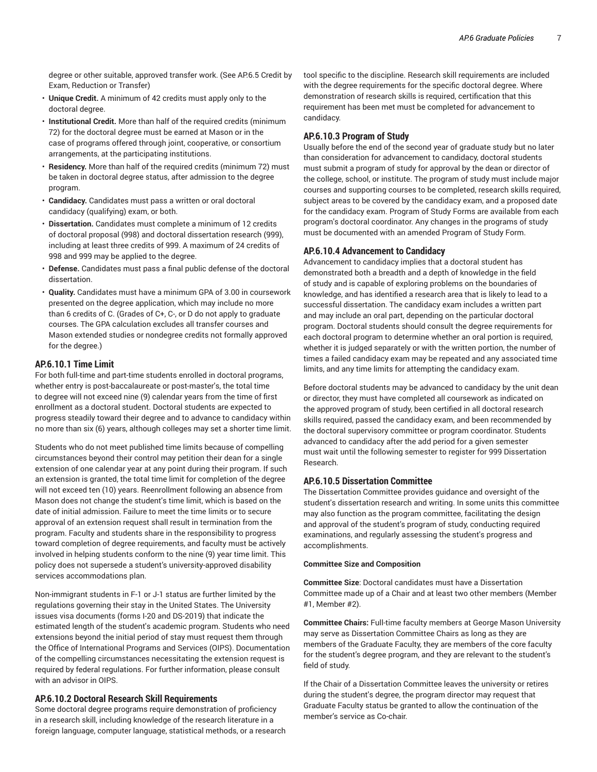degree or other suitable, approved transfer work. (See AP.6.5 Credit by Exam, Reduction or Transfer)

- **Unique Credit.** A minimum of 42 credits must apply only to the doctoral degree.
- **Institutional Credit.** More than half of the required credits (minimum 72) for the doctoral degree must be earned at Mason or in the case of programs offered through joint, cooperative, or consortium arrangements, at the participating institutions.
- **Residency.** More than half of the required credits (minimum 72) must be taken in doctoral degree status, after admission to the degree program.
- **Candidacy.** Candidates must pass a written or oral doctoral candidacy (qualifying) exam, or both.
- **Dissertation.** Candidates must complete a minimum of 12 credits of doctoral proposal (998) and doctoral dissertation research (999), including at least three credits of 999. A maximum of 24 credits of 998 and 999 may be applied to the degree.
- **Defense.** Candidates must pass a final public defense of the doctoral dissertation.
- **Quality.** Candidates must have a minimum GPA of 3.00 in coursework presented on the degree application, which may include no more than 6 credits of C. (Grades of C+, C-, or D do not apply to graduate courses. The GPA calculation excludes all transfer courses and Mason extended studies or nondegree credits not formally approved for the degree.)

### AP.6.10.1 Time Limit

For both full-time and part-time students enrolled in doctoral programs, whether entry is post-baccalaureate or post-master's, the total time to degree will not exceed nine (9) calendar years from the time of first enrollment as a doctoral student. Doctoral students are expected to progress steadily toward their degree and to advance to candidacy within no more than six (6) years, although colleges may set a shorter time limit.

Students who do not meet published time limits because of compelling circumstances beyond their control may petition their dean for a single extension of one calendar year at any point during their program. If such an extension is granted, the total time limit for completion of the degree will not exceed ten (10) years. Reenrollment following an absence from Mason does not change the student's time limit, which is based on the date of initial admission. Failure to meet the time limits or to secure approval of an extension request shall result in termination from the program. Faculty and students share in the responsibility to progress toward completion of degree requirements, and faculty must be actively involved in helping students conform to the nine (9) year time limit. This policy does not supersede a student's university-approved disability services accommodations plan.

Non-immigrant students in F-1 or J-1 status are further limited by the regulations governing their stay in the United States. The University issues visa documents (forms I-20 and DS-2019) that indicate the estimated length of the student's academic program. Students who need extensions beyond the initial period of stay must request them through the Office of International Programs and Services (OIPS). Documentation of the compelling circumstances necessitating the extension request is required by federal regulations. For further information, please consult with an advisor in OIPS.

### AP.6.10.2 Doctoral Research Skill Requirements

Some doctoral degree programs require demonstration of proficiency in a research skill, including knowledge of the research literature in a foreign language, computer language, statistical methods, or a research tool specific to the discipline. Research skill requirements are included with the degree requirements for the specific doctoral degree. Where demonstration of research skills is required, certification that this requirement has been met must be completed for advancement to candidacy.

### AP.6.10.3 Program of Study

Usually before the end of the second year of graduate study but no later than consideration for advancement to candidacy, doctoral students must submit a program of study for approval by the dean or director of the college, school, or institute. The program of study must include major courses and supporting courses to be completed, research skills required, subject areas to be covered by the candidacy exam, and a proposed date for the candidacy exam. Program of Study Forms are available from each program's doctoral coordinator. Any changes in the programs of study must be documented with an amended Program of Study Form.

### AP.6.10.4 Advancement to Candidacy

Advancement to candidacy implies that a doctoral student has demonstrated both a breadth and a depth of knowledge in the field of study and is capable of exploring problems on the boundaries of knowledge, and has identified a research area that is likely to lead to a successful dissertation. The candidacy exam includes a written part and may include an oral part, depending on the particular doctoral program. Doctoral students should consult the degree requirements for each doctoral program to determine whether an oral portion is required, whether it is judged separately or with the written portion, the number of times a failed candidacy exam may be repeated and any associated time limits, and any time limits for attempting the candidacy exam.

Before doctoral students may be advanced to candidacy by the unit dean or director, they must have completed all coursework as indicated on the approved program of study, been certified in all doctoral research skills required, passed the candidacy exam, and been recommended by the doctoral supervisory committee or program coordinator. Students advanced to candidacy after the add period for a given semester must wait until the following semester to register for 999 Dissertation Research.

### AP.6.10.5 Dissertation Committee

The Dissertation Committee provides guidance and oversight of the student's dissertation research and writing. In some units this committee may also function as the program committee, facilitating the design and approval of the student's program of study, conducting required examinations, and regularly assessing the student's progress and accomplishments.

#### Committee Size and Composition

**Committee Size**: Doctoral candidates must have a Dissertation Committee made up of a Chair and at least two other members (Member #1, Member #2).

**Committee Chairs:** Full-time faculty members at George Mason University may serve as Dissertation Committee Chairs as long as they are members of the Graduate Faculty, they are members of the core faculty for the student's degree program, and they are relevant to the student's field of study.

If the Chair of a Dissertation Committee leaves the university or retires during the student's degree, the program director may request that Graduate Faculty status be granted to allow the continuation of the member's service as Co-chair.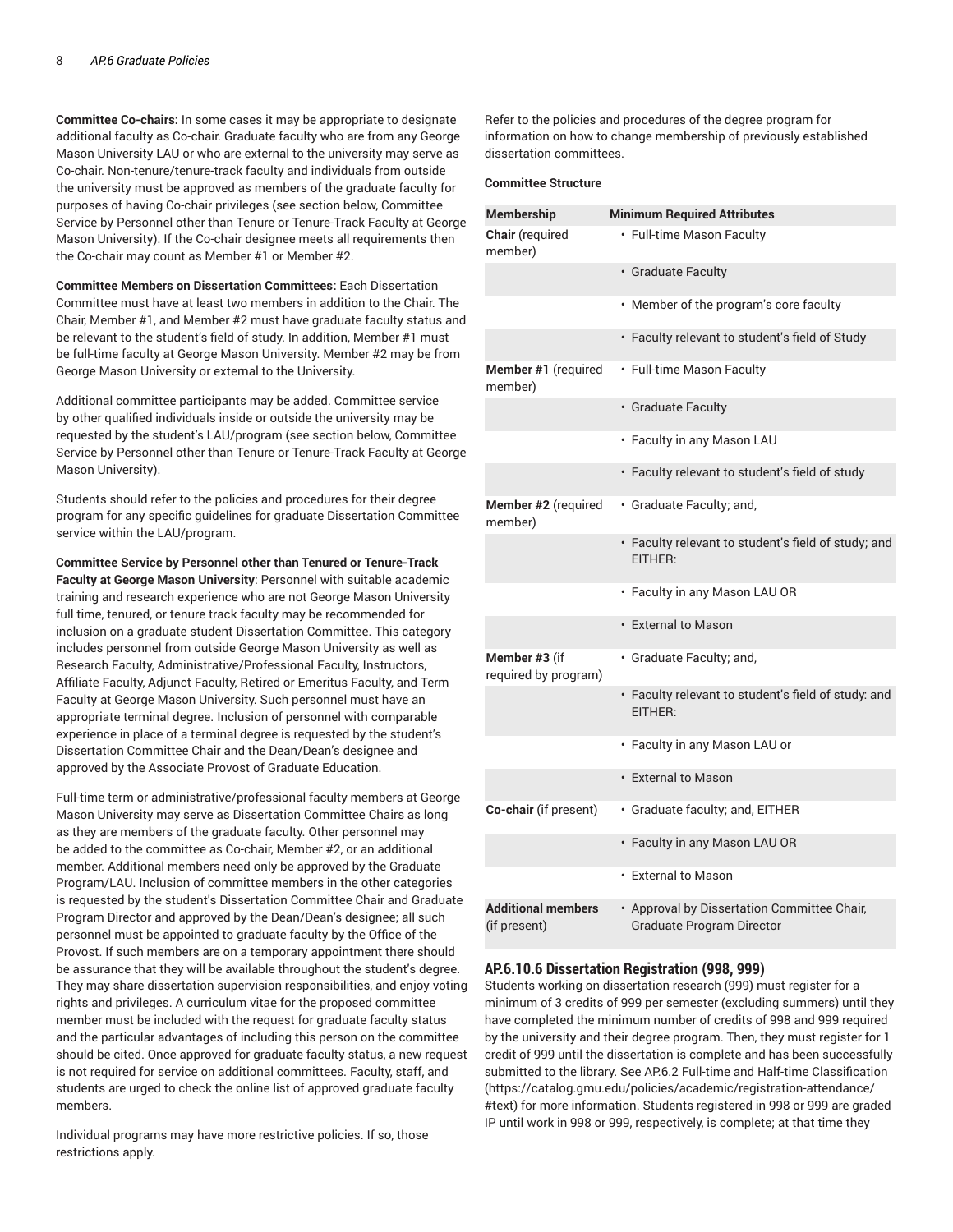**Committee Co-chairs:** In some cases it may be appropriate to designate additional faculty as Co-chair. Graduate faculty who are from any George Mason University LAU or who are external to the university may serve as Co-chair. Non-tenure/tenure-track faculty and individuals from outside the university must be approved as members of the graduate faculty for purposes of having Co-chair privileges (see section below, Committee Service by Personnel other than Tenure or Tenure-Track Faculty at George Mason University). If the Co-chair designee meets all requirements then the Co-chair may count as Member #1 or Member #2.

**Committee Members on Dissertation Committees:** Each Dissertation Committee must have at least two members in addition to the Chair. The Chair, Member #1, and Member #2 must have graduate faculty status and be relevant to the student's field of study. In addition, Member #1 must be full-time faculty at George Mason University. Member #2 may be from George Mason University or external to the University.

Additional committee participants may be added. Committee service by other qualified individuals inside or outside the university may be requested by the student's LAU/program (see section below, Committee Service by Personnel other than Tenure or Tenure-Track Faculty at George Mason University).

Students should refer to the policies and procedures for their degree program for any specific guidelines for graduate Dissertation Committee service within the LAU/program.

**Committee Service by Personnel other than Tenured or Tenure-Track Faculty at George Mason University**: Personnel with suitable academic training and research experience who are not George Mason University full time, tenured, or tenure track faculty may be recommended for inclusion on a graduate student Dissertation Committee. This category includes personnel from outside George Mason University as well as Research Faculty, Administrative/Professional Faculty, Instructors, Affiliate Faculty, Adjunct Faculty, Retired or Emeritus Faculty, and Term Faculty at George Mason University. Such personnel must have an appropriate terminal degree. Inclusion of personnel with comparable experience in place of a terminal degree is requested by the student's Dissertation Committee Chair and the Dean/Dean's designee and approved by the Associate Provost of Graduate Education.

Full-time term or administrative/professional faculty members at George Mason University may serve as Dissertation Committee Chairs as long as they are members of the graduate faculty. Other personnel may be added to the committee as Co-chair, Member #2, or an additional member. Additional members need only be approved by the Graduate Program/LAU. Inclusion of committee members in the other categories is requested by the student's Dissertation Committee Chair and Graduate Program Director and approved by the Dean/Dean's designee; all such personnel must be appointed to graduate faculty by the Office of the Provost. If such members are on a temporary appointment there should be assurance that they will be available throughout the student's degree. They may share dissertation supervision responsibilities, and enjoy voting rights and privileges. A curriculum vitae for the proposed committee member must be included with the request for graduate faculty status and the particular advantages of including this person on the committee should be cited. Once approved for graduate faculty status, a new request is not required for service on additional committees. Faculty, staff, and students are urged to check the online list of approved graduate faculty members.

Individual programs may have more restrictive policies. If so, those restrictions apply.

Refer to the policies and procedures of the degree program for information on how to change membership of previously established dissertation committees.

**Committee Structure**

| Membership | Minimum Required Attributes |
|---|---|
| **Chair** (required member) | • Full-time Mason Faculty |
| | • Graduate Faculty |
| | • Member of the program's core faculty |
| | • Faculty relevant to student's field of Study |
| **Member #1** (required member) | • Full-time Mason Faculty |
| | • Graduate Faculty |
| | • Faculty in any Mason LAU |
| | • Faculty relevant to student's field of study |
| **Member #2** (required member) | • Graduate Faculty; and, |
| | • Faculty relevant to student's field of study; and EITHER: |
| | • Faculty in any Mason LAU OR |
| | • External to Mason |
| **Member #3** (if required by program) | • Graduate Faculty; and, |
| | • Faculty relevant to student's field of study: and EITHER: |
| | • Faculty in any Mason LAU or |
| | • External to Mason |
| **Co-chair** (if present) | • Graduate faculty; and, EITHER |
| | • Faculty in any Mason LAU OR |
| | • External to Mason |
| **Additional members** (if present) | • Approval by Dissertation Committee Chair, Graduate Program Director |

### AP.6.10.6 Dissertation Registration (998, 999)

Students working on dissertation research (999) must register for a minimum of 3 credits of 999 per semester (excluding summers) until they have completed the minimum number of credits of 998 and 999 required by the university and their degree program. Then, they must register for 1 credit of 999 until the dissertation is complete and has been successfully submitted to the library. See AP.6.2 Full-time and Half-time Classification (https://catalog.gmu.edu/policies/academic/registration-attendance/#text) for more information. Students registered in 998 or 999 are graded IP until work in 998 or 999, respectively, is complete; at that time they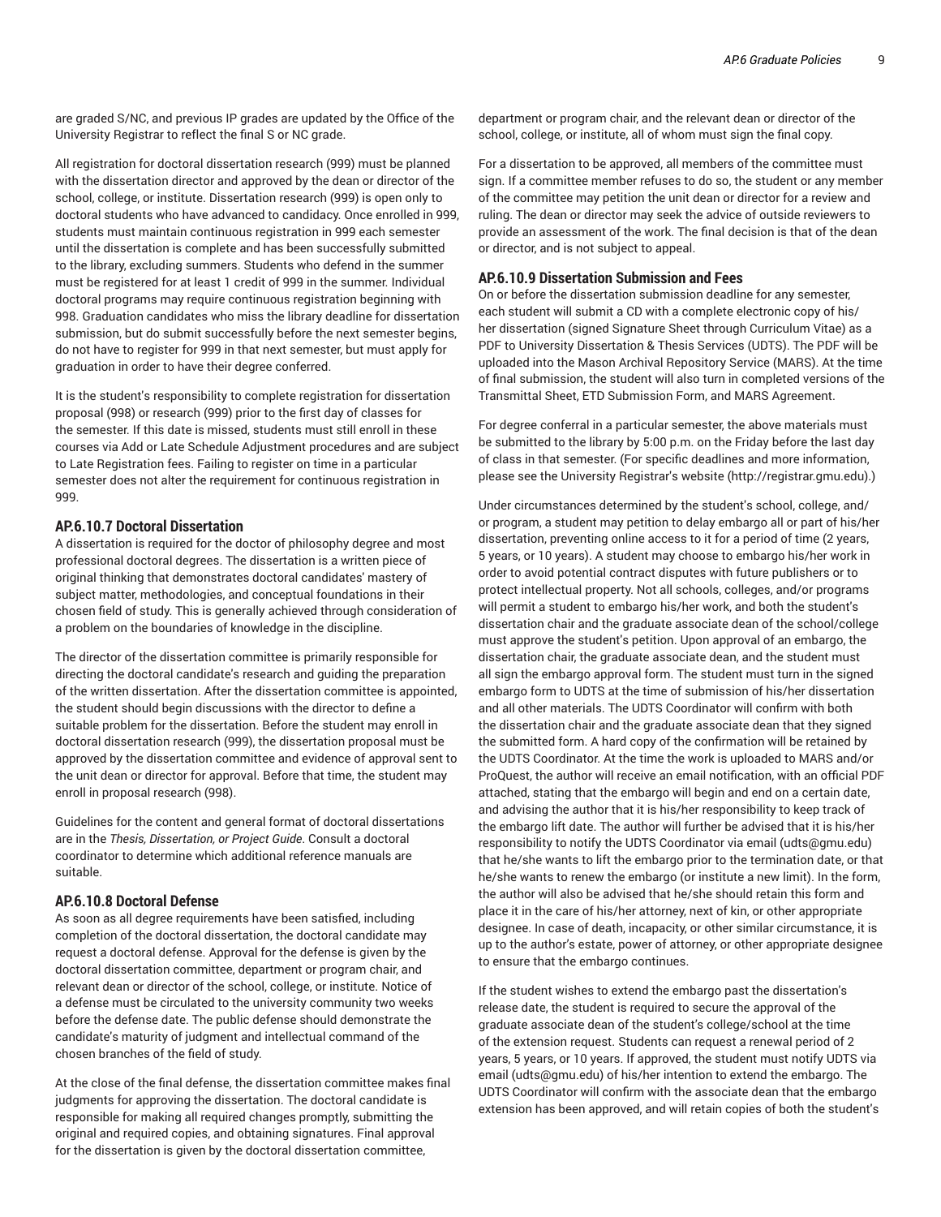are graded S/NC, and previous IP grades are updated by the Office of the University Registrar to reflect the final S or NC grade.

All registration for doctoral dissertation research (999) must be planned with the dissertation director and approved by the dean or director of the school, college, or institute. Dissertation research (999) is open only to doctoral students who have advanced to candidacy. Once enrolled in 999, students must maintain continuous registration in 999 each semester until the dissertation is complete and has been successfully submitted to the library, excluding summers. Students who defend in the summer must be registered for at least 1 credit of 999 in the summer. Individual doctoral programs may require continuous registration beginning with 998. Graduation candidates who miss the library deadline for dissertation submission, but do submit successfully before the next semester begins, do not have to register for 999 in that next semester, but must apply for graduation in order to have their degree conferred.

It is the student's responsibility to complete registration for dissertation proposal (998) or research (999) prior to the first day of classes for the semester. If this date is missed, students must still enroll in these courses via Add or Late Schedule Adjustment procedures and are subject to Late Registration fees. Failing to register on time in a particular semester does not alter the requirement for continuous registration in 999.

### AP.6.10.7 Doctoral Dissertation

A dissertation is required for the doctor of philosophy degree and most professional doctoral degrees. The dissertation is a written piece of original thinking that demonstrates doctoral candidates' mastery of subject matter, methodologies, and conceptual foundations in their chosen field of study. This is generally achieved through consideration of a problem on the boundaries of knowledge in the discipline.

The director of the dissertation committee is primarily responsible for directing the doctoral candidate's research and guiding the preparation of the written dissertation. After the dissertation committee is appointed, the student should begin discussions with the director to define a suitable problem for the dissertation. Before the student may enroll in doctoral dissertation research (999), the dissertation proposal must be approved by the dissertation committee and evidence of approval sent to the unit dean or director for approval. Before that time, the student may enroll in proposal research (998).

Guidelines for the content and general format of doctoral dissertations are in the *Thesis, Dissertation, or Project Guide*. Consult a doctoral coordinator to determine which additional reference manuals are suitable.

### AP.6.10.8 Doctoral Defense

As soon as all degree requirements have been satisfied, including completion of the doctoral dissertation, the doctoral candidate may request a doctoral defense. Approval for the defense is given by the doctoral dissertation committee, department or program chair, and relevant dean or director of the school, college, or institute. Notice of a defense must be circulated to the university community two weeks before the defense date. The public defense should demonstrate the candidate's maturity of judgment and intellectual command of the chosen branches of the field of study.

At the close of the final defense, the dissertation committee makes final judgments for approving the dissertation. The doctoral candidate is responsible for making all required changes promptly, submitting the original and required copies, and obtaining signatures. Final approval for the dissertation is given by the doctoral dissertation committee, department or program chair, and the relevant dean or director of the school, college, or institute, all of whom must sign the final copy.

For a dissertation to be approved, all members of the committee must sign. If a committee member refuses to do so, the student or any member of the committee may petition the unit dean or director for a review and ruling. The dean or director may seek the advice of outside reviewers to provide an assessment of the work. The final decision is that of the dean or director, and is not subject to appeal.

### AP.6.10.9 Dissertation Submission and Fees

On or before the dissertation submission deadline for any semester, each student will submit a CD with a complete electronic copy of his/her dissertation (signed Signature Sheet through Curriculum Vitae) as a PDF to University Dissertation & Thesis Services (UDTS). The PDF will be uploaded into the Mason Archival Repository Service (MARS). At the time of final submission, the student will also turn in completed versions of the Transmittal Sheet, ETD Submission Form, and MARS Agreement.

For degree conferral in a particular semester, the above materials must be submitted to the library by 5:00 p.m. on the Friday before the last day of class in that semester. (For specific deadlines and more information, please see the University Registrar's website (http://registrar.gmu.edu).)

Under circumstances determined by the student's school, college, and/or program, a student may petition to delay embargo all or part of his/her dissertation, preventing online access to it for a period of time (2 years, 5 years, or 10 years). A student may choose to embargo his/her work in order to avoid potential contract disputes with future publishers or to protect intellectual property. Not all schools, colleges, and/or programs will permit a student to embargo his/her work, and both the student's dissertation chair and the graduate associate dean of the school/college must approve the student's petition. Upon approval of an embargo, the dissertation chair, the graduate associate dean, and the student must all sign the embargo approval form. The student must turn in the signed embargo form to UDTS at the time of submission of his/her dissertation and all other materials. The UDTS Coordinator will confirm with both the dissertation chair and the graduate associate dean that they signed the submitted form. A hard copy of the confirmation will be retained by the UDTS Coordinator. At the time the work is uploaded to MARS and/or ProQuest, the author will receive an email notification, with an official PDF attached, stating that the embargo will begin and end on a certain date, and advising the author that it is his/her responsibility to keep track of the embargo lift date. The author will further be advised that it is his/her responsibility to notify the UDTS Coordinator via email (udts@gmu.edu) that he/she wants to lift the embargo prior to the termination date, or that he/she wants to renew the embargo (or institute a new limit). In the form, the author will also be advised that he/she should retain this form and place it in the care of his/her attorney, next of kin, or other appropriate designee. In case of death, incapacity, or other similar circumstance, it is up to the author's estate, power of attorney, or other appropriate designee to ensure that the embargo continues.

If the student wishes to extend the embargo past the dissertation's release date, the student is required to secure the approval of the graduate associate dean of the student's college/school at the time of the extension request. Students can request a renewal period of 2 years, 5 years, or 10 years. If approved, the student must notify UDTS via email (udts@gmu.edu) of his/her intention to extend the embargo. The UDTS Coordinator will confirm with the associate dean that the embargo extension has been approved, and will retain copies of both the student's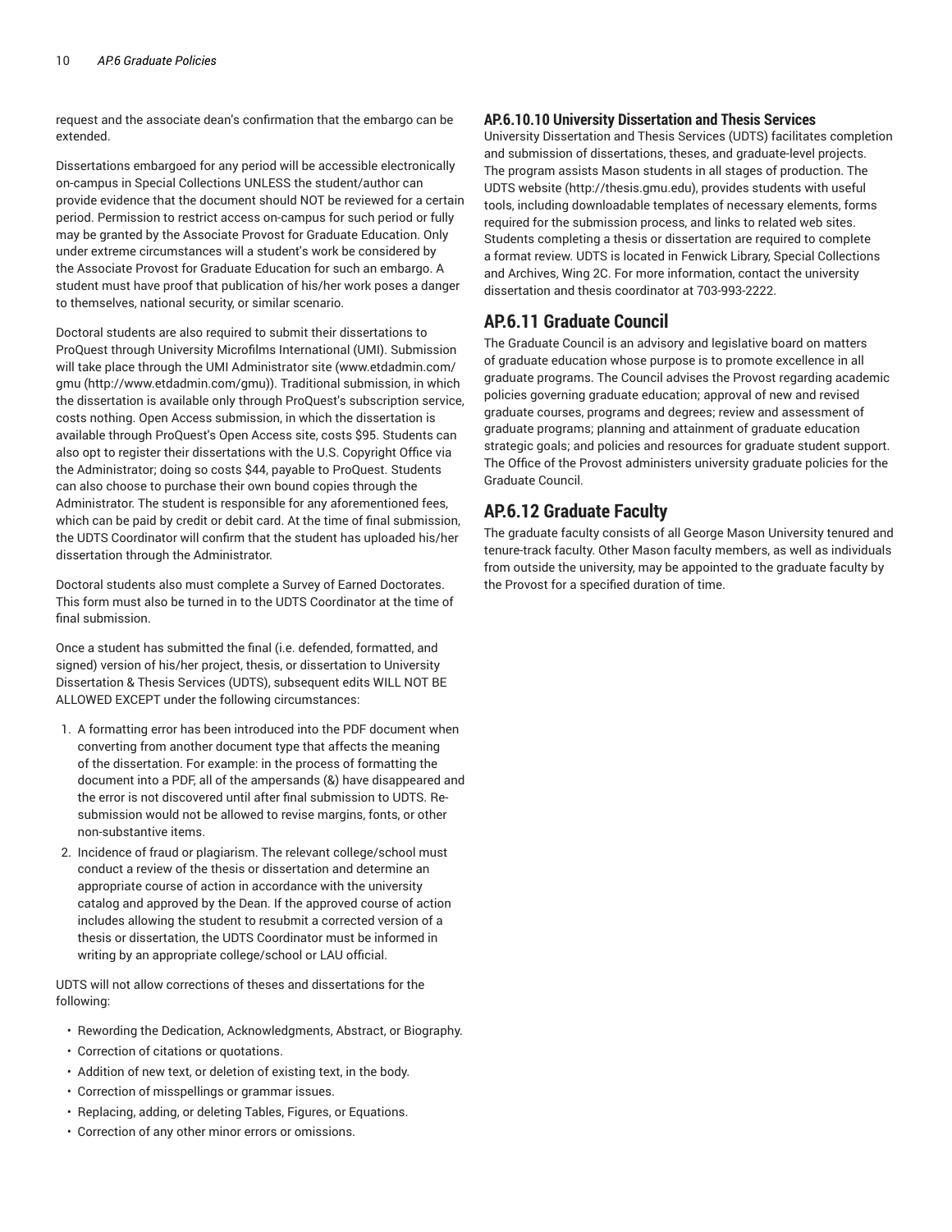request and the associate dean's confirmation that the embargo can be extended.

Dissertations embargoed for any period will be accessible electronically on-campus in Special Collections UNLESS the student/author can provide evidence that the document should NOT be reviewed for a certain period. Permission to restrict access on-campus for such period or fully may be granted by the Associate Provost for Graduate Education. Only under extreme circumstances will a student's work be considered by the Associate Provost for Graduate Education for such an embargo. A student must have proof that publication of his/her work poses a danger to themselves, national security, or similar scenario.

Doctoral students are also required to submit their dissertations to ProQuest through University Microfilms International (UMI). Submission will take place through the UMI Administrator site (www.etdadmin.com/gmu (http://www.etdadmin.com/gmu)). Traditional submission, in which the dissertation is available only through ProQuest's subscription service, costs nothing. Open Access submission, in which the dissertation is available through ProQuest's Open Access site, costs $95. Students can also opt to register their dissertations with the U.S. Copyright Office via the Administrator; doing so costs $44, payable to ProQuest. Students can also choose to purchase their own bound copies through the Administrator. The student is responsible for any aforementioned fees, which can be paid by credit or debit card. At the time of final submission, the UDTS Coordinator will confirm that the student has uploaded his/her dissertation through the Administrator.

Doctoral students also must complete a Survey of Earned Doctorates. This form must also be turned in to the UDTS Coordinator at the time of final submission.

Once a student has submitted the final (i.e. defended, formatted, and signed) version of his/her project, thesis, or dissertation to University Dissertation & Thesis Services (UDTS), subsequent edits WILL NOT BE ALLOWED EXCEPT under the following circumstances:

1. A formatting error has been introduced into the PDF document when converting from another document type that affects the meaning of the dissertation. For example: in the process of formatting the document into a PDF, all of the ampersands (&) have disappeared and the error is not discovered until after final submission to UDTS. Re-submission would not be allowed to revise margins, fonts, or other non-substantive items.
2. Incidence of fraud or plagiarism. The relevant college/school must conduct a review of the thesis or dissertation and determine an appropriate course of action in accordance with the university catalog and approved by the Dean. If the approved course of action includes allowing the student to resubmit a corrected version of a thesis or dissertation, the UDTS Coordinator must be informed in writing by an appropriate college/school or LAU official.

UDTS will not allow corrections of theses and dissertations for the following:

- Rewording the Dedication, Acknowledgments, Abstract, or Biography.
- Correction of citations or quotations.
- Addition of new text, or deletion of existing text, in the body.
- Correction of misspellings or grammar issues.
- Replacing, adding, or deleting Tables, Figures, or Equations.
- Correction of any other minor errors or omissions.

### AP.6.10.10 University Dissertation and Thesis Services

University Dissertation and Thesis Services (UDTS) facilitates completion and submission of dissertations, theses, and graduate-level projects. The program assists Mason students in all stages of production. The UDTS website (http://thesis.gmu.edu), provides students with useful tools, including downloadable templates of necessary elements, forms required for the submission process, and links to related web sites. Students completing a thesis or dissertation are required to complete a format review. UDTS is located in Fenwick Library, Special Collections and Archives, Wing 2C. For more information, contact the university dissertation and thesis coordinator at 703-993-2222.

## AP.6.11 Graduate Council

The Graduate Council is an advisory and legislative board on matters of graduate education whose purpose is to promote excellence in all graduate programs. The Council advises the Provost regarding academic policies governing graduate education; approval of new and revised graduate courses, programs and degrees; review and assessment of graduate programs; planning and attainment of graduate education strategic goals; and policies and resources for graduate student support. The Office of the Provost administers university graduate policies for the Graduate Council.

## AP.6.12 Graduate Faculty

The graduate faculty consists of all George Mason University tenured and tenure-track faculty. Other Mason faculty members, as well as individuals from outside the university, may be appointed to the graduate faculty by the Provost for a specified duration of time.